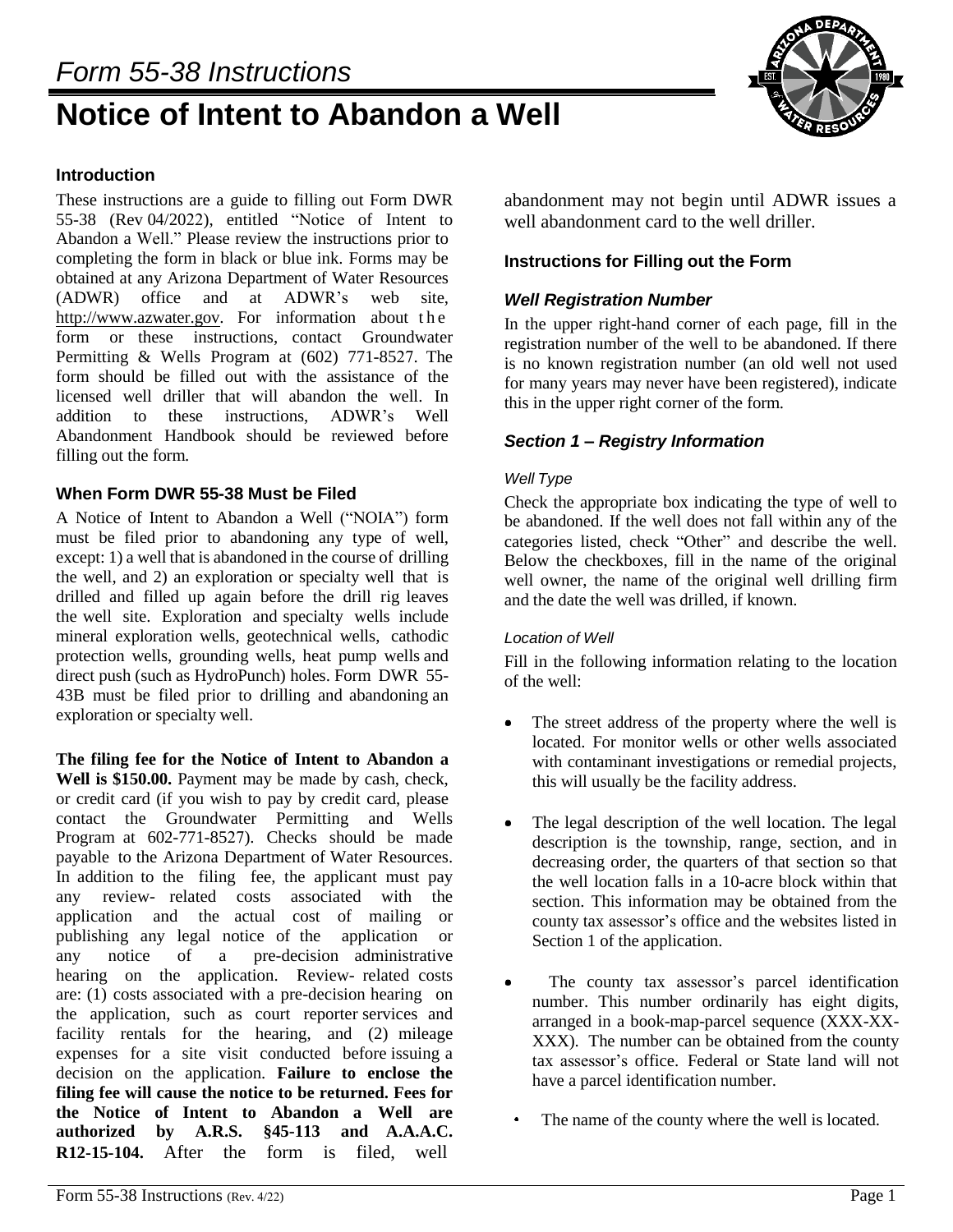# Form 55-38 Instructions

# Notice of Intent to Abandon a Well

### Introduction

These instructions are a guide to filling out Form DWR 55-38 (Rev 04/2022), entitled "Notice of Intent to Abandon a Well." Please review the instructions prior to completing the form in black or blue ink. Forms may be obtained at any Arizona Department of Water Resources (ADWR) office and at ADWR's web site, http://www.azwater.gov. For information about the form or these instructions, contact Groundwater Permitting & Wells Program at (602) 771-8527. The form should be filled out with the assistance of the licensed well driller that will abandon the well. In addition to these instructions, ADWR's Well Abandonment Handbook should be reviewed before filling out the form.

### When Form DWR 55-38 Must be Filed

A Notice of Intent to Abandon a Well ("NOIA") form must be filed prior to abandoning any type of well, except: 1) a well that is abandoned in the course of drilling the well, and 2) an exploration or specialty well that is drilled and filled up again before the drill rig leaves the well site. Exploration and specialty wells include mineral exploration wells, geotechnical wells, cathodic protection wells, grounding wells, heat pump wells and direct push (such as HydroPunch) holes. Form DWR 55-43B must be filed prior to drilling and abandoning an exploration or specialty well.

**The filing fee for the Notice of Intent to Abandon a Well is $150.00.** Payment may be made by cash, check, or credit card (if you wish to pay by credit card, please contact the Groundwater Permitting and Wells Program at 602-771-8527). Checks should be made payable to the Arizona Department of Water Resources. In addition to the filing fee, the applicant must pay any review- related costs associated with the application and the actual cost of mailing or publishing any legal notice of the application or any notice of a pre-decision administrative hearing on the application. Review- related costs are: (1) costs associated with a pre-decision hearing on the application, such as court reporter services and facility rentals for the hearing, and (2) mileage expenses for a site visit conducted before issuing a decision on the application. **Failure to enclose the filing fee will cause the notice to be returned. Fees for the Notice of Intent to Abandon a Well are authorized by A.R.S. §45-113 and A.A.A.C. R12-15-104.** After the form is filed, well abandonment may not begin until ADWR issues a well abandonment card to the well driller.

### Instructions for Filling out the Form

#### *Well Registration Number*

In the upper right-hand corner of each page, fill in the registration number of the well to be abandoned. If there is no known registration number (an old well not used for many years may never have been registered), indicate this in the upper right corner of the form.

#### *Section 1 – Registry Information*

*Well Type*

Check the appropriate box indicating the type of well to be abandoned. If the well does not fall within any of the categories listed, check "Other" and describe the well. Below the checkboxes, fill in the name of the original well owner, the name of the original well drilling firm and the date the well was drilled, if known.

*Location of Well*

Fill in the following information relating to the location of the well:

- The street address of the property where the well is located. For monitor wells or other wells associated with contaminant investigations or remedial projects, this will usually be the facility address.
- The legal description of the well location. The legal description is the township, range, section, and in decreasing order, the quarters of that section so that the well location falls in a 10-acre block within that section. This information may be obtained from the county tax assessor's office and the websites listed in Section 1 of the application.
- The county tax assessor's parcel identification number. This number ordinarily has eight digits, arranged in a book-map-parcel sequence (XXX-XX-XXX). The number can be obtained from the county tax assessor's office. Federal or State land will not have a parcel identification number.
- The name of the county where the well is located.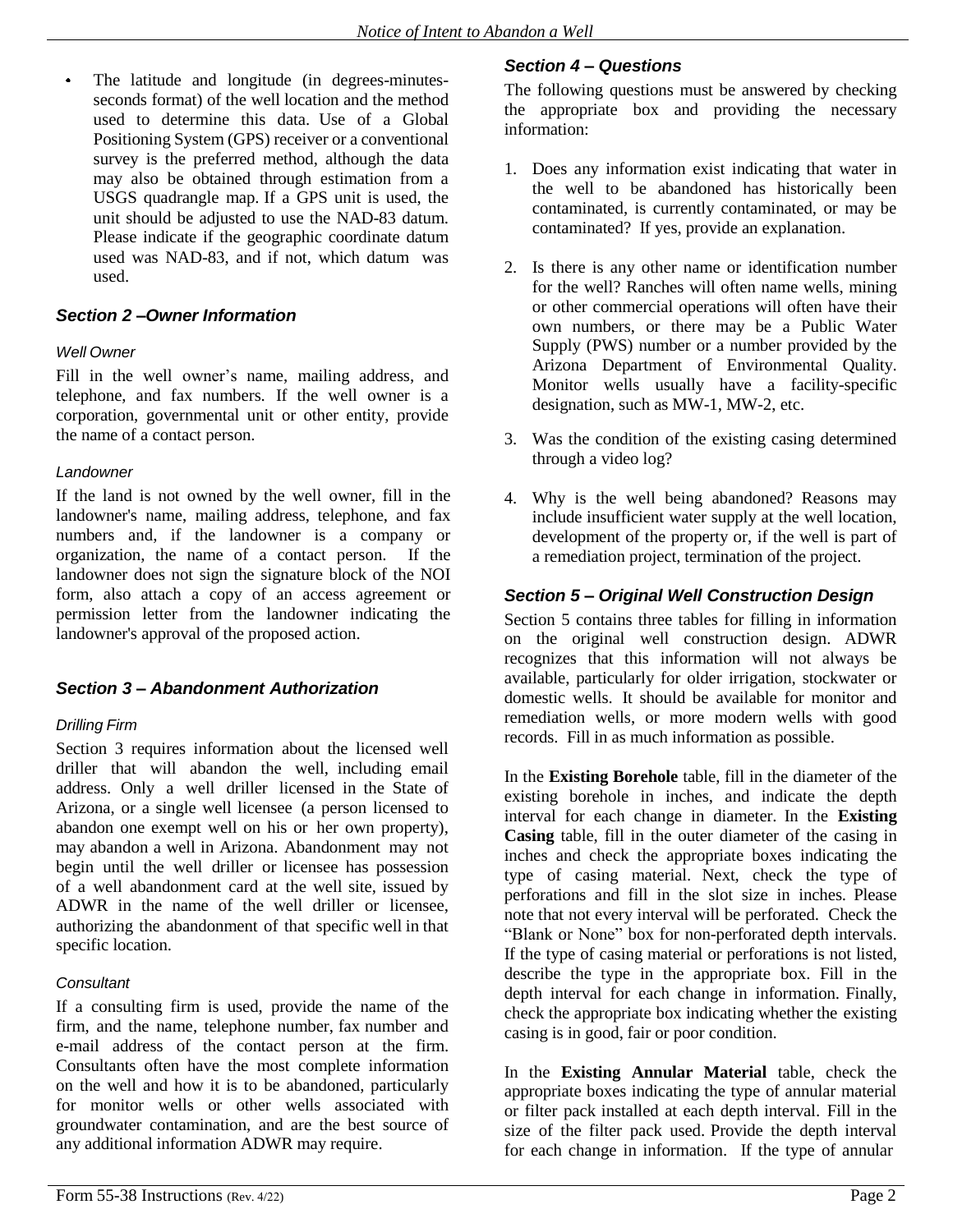- The latitude and longitude (in degrees-minutes-seconds format) of the well location and the method used to determine this data. Use of a Global Positioning System (GPS) receiver or a conventional survey is the preferred method, although the data may also be obtained through estimation from a USGS quadrangle map. If a GPS unit is used, the unit should be adjusted to use the NAD-83 datum. Please indicate if the geographic coordinate datum used was NAD-83, and if not, which datum was used.

## *Section 2 –Owner Information*

### *Well Owner*

Fill in the well owner's name, mailing address, and telephone, and fax numbers. If the well owner is a corporation, governmental unit or other entity, provide the name of a contact person.

### *Landowner*

If the land is not owned by the well owner, fill in the landowner's name, mailing address, telephone, and fax numbers and, if the landowner is a company or organization, the name of a contact person. If the landowner does not sign the signature block of the NOI form, also attach a copy of an access agreement or permission letter from the landowner indicating the landowner's approval of the proposed action.

## *Section 3 – Abandonment Authorization*

### *Drilling Firm*

Section 3 requires information about the licensed well driller that will abandon the well, including email address. Only a well driller licensed in the State of Arizona, or a single well licensee (a person licensed to abandon one exempt well on his or her own property), may abandon a well in Arizona. Abandonment may not begin until the well driller or licensee has possession of a well abandonment card at the well site, issued by ADWR in the name of the well driller or licensee, authorizing the abandonment of that specific well in that specific location.

### *Consultant*

If a consulting firm is used, provide the name of the firm, and the name, telephone number, fax number and e-mail address of the contact person at the firm. Consultants often have the most complete information on the well and how it is to be abandoned, particularly for monitor wells or other wells associated with groundwater contamination, and are the best source of any additional information ADWR may require.

## *Section 4 – Questions*

The following questions must be answered by checking the appropriate box and providing the necessary information:

1. Does any information exist indicating that water in the well to be abandoned has historically been contaminated, is currently contaminated, or may be contaminated? If yes, provide an explanation.

2. Is there is any other name or identification number for the well? Ranches will often name wells, mining or other commercial operations will often have their own numbers, or there may be a Public Water Supply (PWS) number or a number provided by the Arizona Department of Environmental Quality. Monitor wells usually have a facility-specific designation, such as MW-1, MW-2, etc.

3. Was the condition of the existing casing determined through a video log?

4. Why is the well being abandoned? Reasons may include insufficient water supply at the well location, development of the property or, if the well is part of a remediation project, termination of the project.

## *Section 5 – Original Well Construction Design*

Section 5 contains three tables for filling in information on the original well construction design. ADWR recognizes that this information will not always be available, particularly for older irrigation, stockwater or domestic wells. It should be available for monitor and remediation wells, or more modern wells with good records. Fill in as much information as possible.

In the **Existing Borehole** table, fill in the diameter of the existing borehole in inches, and indicate the depth interval for each change in diameter. In the **Existing Casing** table, fill in the outer diameter of the casing in inches and check the appropriate boxes indicating the type of casing material. Next, check the type of perforations and fill in the slot size in inches. Please note that not every interval will be perforated. Check the "Blank or None" box for non-perforated depth intervals. If the type of casing material or perforations is not listed, describe the type in the appropriate box. Fill in the depth interval for each change in information. Finally, check the appropriate box indicating whether the existing casing is in good, fair or poor condition.

In the **Existing Annular Material** table, check the appropriate boxes indicating the type of annular material or filter pack installed at each depth interval. Fill in the size of the filter pack used. Provide the depth interval for each change in information. If the type of annular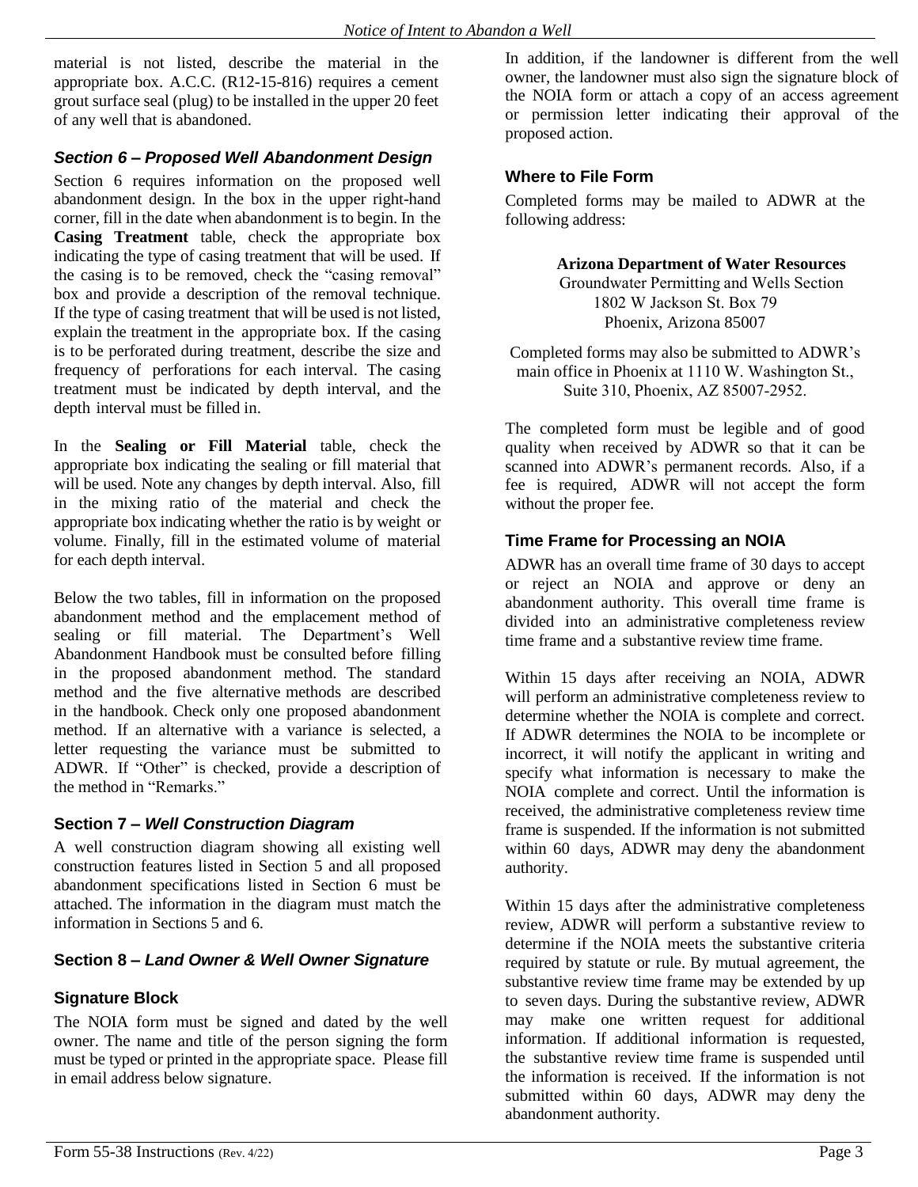material is not listed, describe the material in the appropriate box. A.C.C. (R12-15-816) requires a cement grout surface seal (plug) to be installed in the upper 20 feet of any well that is abandoned.

### *Section 6 – Proposed Well Abandonment Design*

Section 6 requires information on the proposed well abandonment design. In the box in the upper right-hand corner, fill in the date when abandonment is to begin. In the **Casing Treatment** table, check the appropriate box indicating the type of casing treatment that will be used. If the casing is to be removed, check the "casing removal" box and provide a description of the removal technique. If the type of casing treatment that will be used is not listed, explain the treatment in the appropriate box. If the casing is to be perforated during treatment, describe the size and frequency of perforations for each interval. The casing treatment must be indicated by depth interval, and the depth interval must be filled in.

In the **Sealing or Fill Material** table, check the appropriate box indicating the sealing or fill material that will be used. Note any changes by depth interval. Also, fill in the mixing ratio of the material and check the appropriate box indicating whether the ratio is by weight or volume. Finally, fill in the estimated volume of material for each depth interval.

Below the two tables, fill in information on the proposed abandonment method and the emplacement method of sealing or fill material. The Department's Well Abandonment Handbook must be consulted before filling in the proposed abandonment method. The standard method and the five alternative methods are described in the handbook. Check only one proposed abandonment method. If an alternative with a variance is selected, a letter requesting the variance must be submitted to ADWR. If "Other" is checked, provide a description of the method in "Remarks."

### Section 7 – *Well Construction Diagram*

A well construction diagram showing all existing well construction features listed in Section 5 and all proposed abandonment specifications listed in Section 6 must be attached. The information in the diagram must match the information in Sections 5 and 6.

### Section 8 – *Land Owner & Well Owner Signature*

### Signature Block

The NOIA form must be signed and dated by the well owner. The name and title of the person signing the form must be typed or printed in the appropriate space. Please fill in email address below signature.

In addition, if the landowner is different from the well owner, the landowner must also sign the signature block of the NOIA form or attach a copy of an access agreement or permission letter indicating their approval of the proposed action.

### Where to File Form

Completed forms may be mailed to ADWR at the following address:

**Arizona Department of Water Resources**
Groundwater Permitting and Wells Section
1802 W Jackson St. Box 79
Phoenix, Arizona 85007

Completed forms may also be submitted to ADWR's main office in Phoenix at 1110 W. Washington St., Suite 310, Phoenix, AZ 85007-2952.

The completed form must be legible and of good quality when received by ADWR so that it can be scanned into ADWR's permanent records. Also, if a fee is required, ADWR will not accept the form without the proper fee.

### Time Frame for Processing an NOIA

ADWR has an overall time frame of 30 days to accept or reject an NOIA and approve or deny an abandonment authority. This overall time frame is divided into an administrative completeness review time frame and a substantive review time frame.

Within 15 days after receiving an NOIA, ADWR will perform an administrative completeness review to determine whether the NOIA is complete and correct. If ADWR determines the NOIA to be incomplete or incorrect, it will notify the applicant in writing and specify what information is necessary to make the NOIA complete and correct. Until the information is received, the administrative completeness review time frame is suspended. If the information is not submitted within 60 days, ADWR may deny the abandonment authority.

Within 15 days after the administrative completeness review, ADWR will perform a substantive review to determine if the NOIA meets the substantive criteria required by statute or rule. By mutual agreement, the substantive review time frame may be extended by up to seven days. During the substantive review, ADWR may make one written request for additional information. If additional information is requested, the substantive review time frame is suspended until the information is received. If the information is not submitted within 60 days, ADWR may deny the abandonment authority.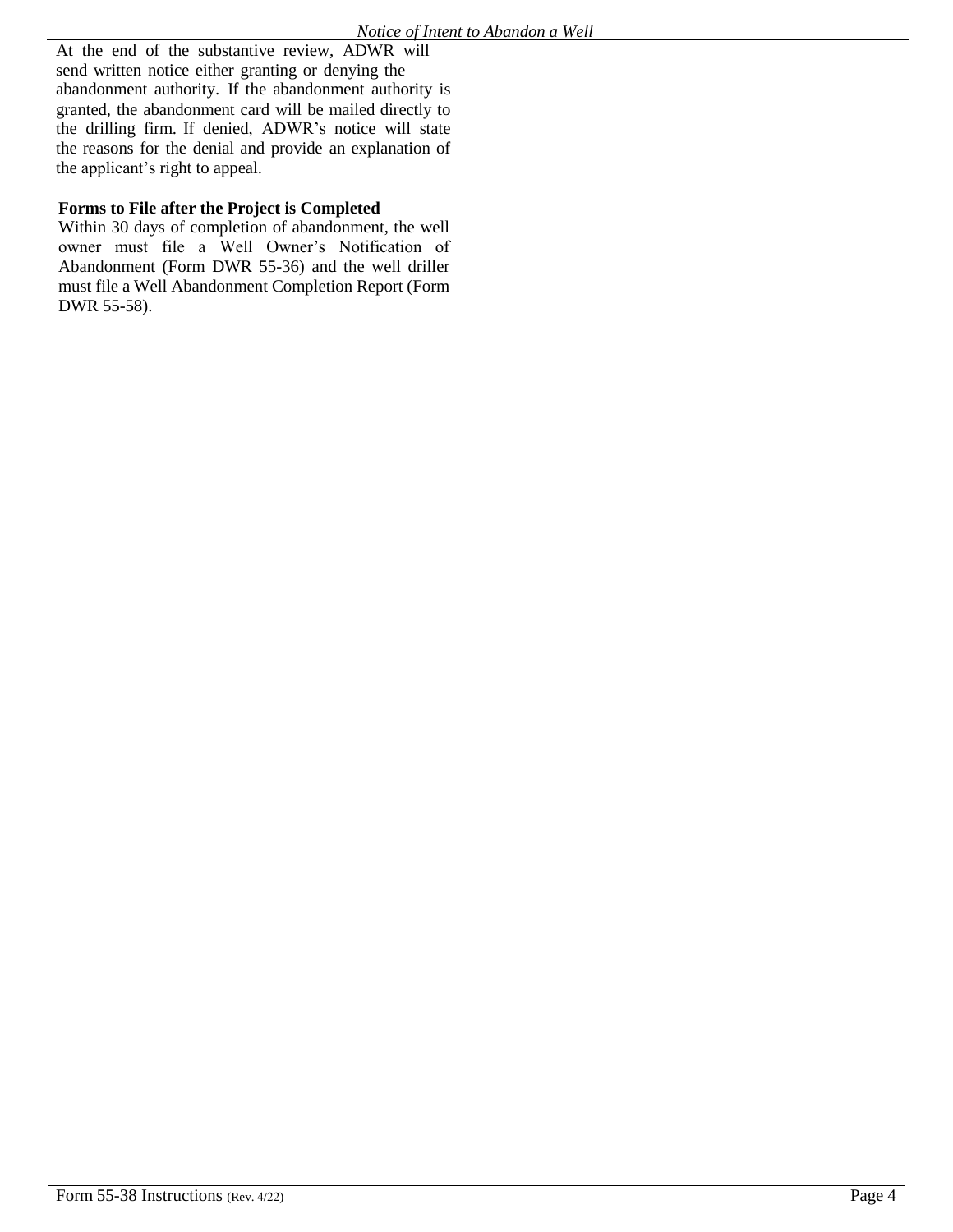At the end of the substantive review, ADWR will send written notice either granting or denying the abandonment authority. If the abandonment authority is granted, the abandonment card will be mailed directly to the drilling firm. If denied, ADWR's notice will state the reasons for the denial and provide an explanation of the applicant's right to appeal.

**Forms to File after the Project is Completed**

Within 30 days of completion of abandonment, the well owner must file a Well Owner's Notification of Abandonment (Form DWR 55-36) and the well driller must file a Well Abandonment Completion Report (Form DWR 55-58).